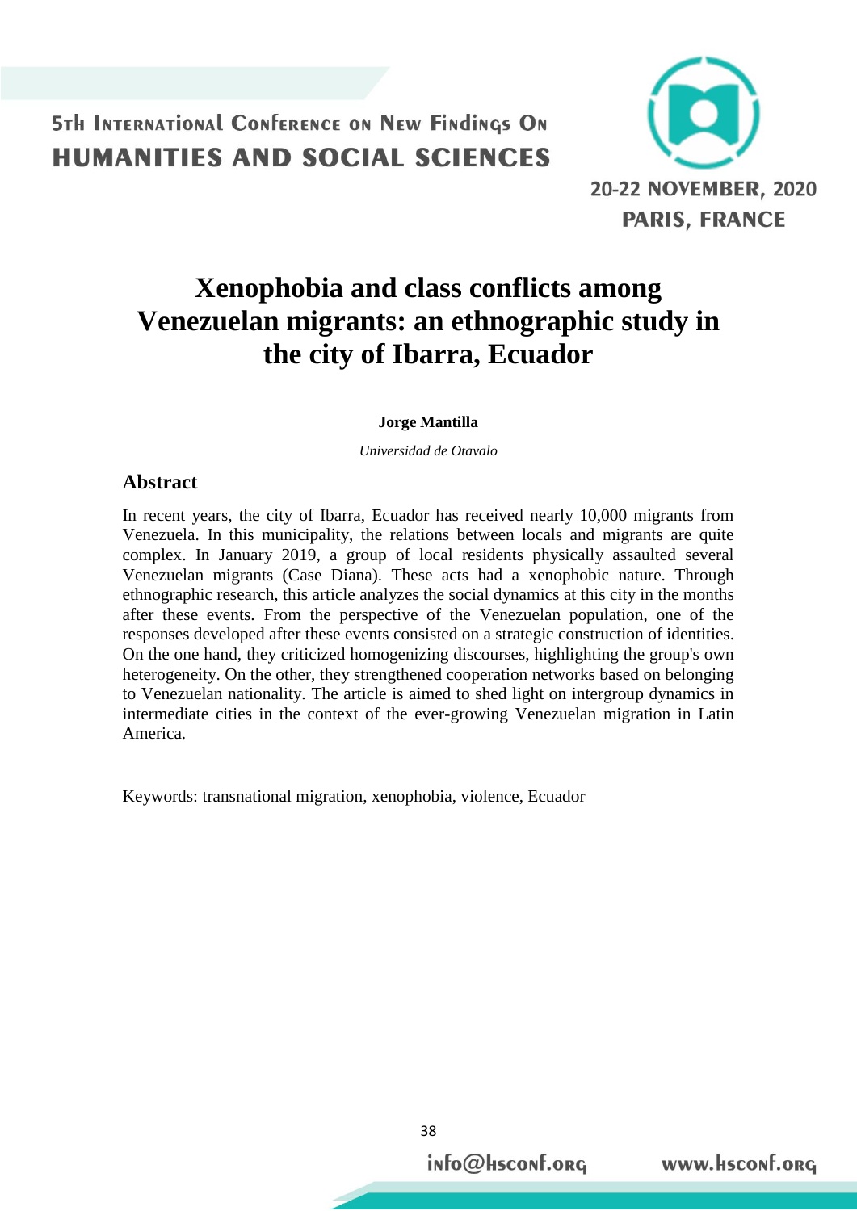# Xenophobia and class conflicts among Venezuelan migrants: an ethnographic study in the city of Ibarra, Ecuador

**Jorge Mantilla**

*Universidad de Otavalo*

## Abstract

In recent years, the city of Ibarra, Ecuador has received nearly 10,000 migrants from Venezuela. In this municipality, the relations between locals and migrants are quite complex. In January 2019, a group of local residents physically assaulted several Venezuelan migrants (Case Diana). These acts had a xenophobic nature. Through ethnographic research, this article analyzes the social dynamics at this city in the months after these events. From the perspective of the Venezuelan population, one of the responses developed after these events consisted on a strategic construction of identities. On the one hand, they criticized homogenizing discourses, highlighting the group's own heterogeneity. On the other, they strengthened cooperation networks based on belonging to Venezuelan nationality. The article is aimed to shed light on intergroup dynamics in intermediate cities in the context of the ever-growing Venezuelan migration in Latin America.

Keywords: transnational migration, xenophobia, violence, Ecuador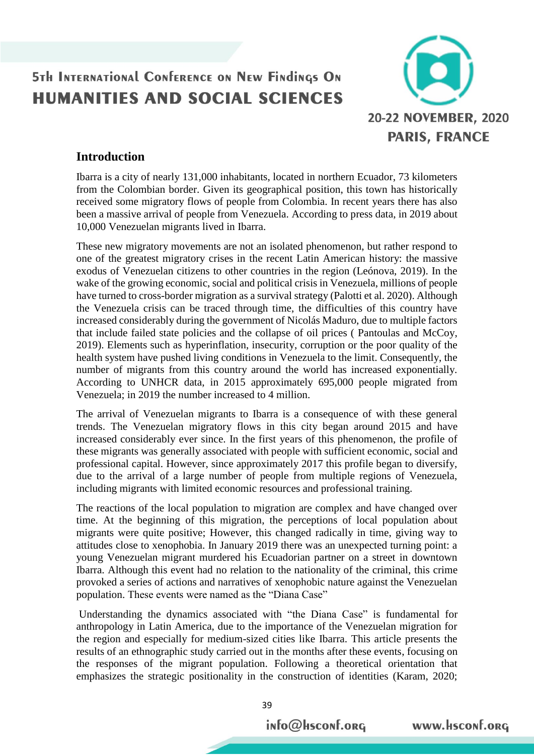## Introduction

Ibarra is a city of nearly 131,000 inhabitants, located in northern Ecuador, 73 kilometers from the Colombian border. Given its geographical position, this town has historically received some migratory flows of people from Colombia. In recent years there has also been a massive arrival of people from Venezuela. According to press data, in 2019 about 10,000 Venezuelan migrants lived in Ibarra.

These new migratory movements are not an isolated phenomenon, but rather respond to one of the greatest migratory crises in the recent Latin American history: the massive exodus of Venezuelan citizens to other countries in the region (Leónova, 2019). In the wake of the growing economic, social and political crisis in Venezuela, millions of people have turned to cross-border migration as a survival strategy (Palotti et al. 2020). Although the Venezuela crisis can be traced through time, the difficulties of this country have increased considerably during the government of Nicolás Maduro, due to multiple factors that include failed state policies and the collapse of oil prices ( Pantoulas and McCoy, 2019). Elements such as hyperinflation, insecurity, corruption or the poor quality of the health system have pushed living conditions in Venezuela to the limit. Consequently, the number of migrants from this country around the world has increased exponentially. According to UNHCR data, in 2015 approximately 695,000 people migrated from Venezuela; in 2019 the number increased to 4 million.

The arrival of Venezuelan migrants to Ibarra is a consequence of with these general trends. The Venezuelan migratory flows in this city began around 2015 and have increased considerably ever since. In the first years of this phenomenon, the profile of these migrants was generally associated with people with sufficient economic, social and professional capital. However, since approximately 2017 this profile began to diversify, due to the arrival of a large number of people from multiple regions of Venezuela, including migrants with limited economic resources and professional training.

The reactions of the local population to migration are complex and have changed over time. At the beginning of this migration, the perceptions of local population about migrants were quite positive; However, this changed radically in time, giving way to attitudes close to xenophobia. In January 2019 there was an unexpected turning point: a young Venezuelan migrant murdered his Ecuadorian partner on a street in downtown Ibarra. Although this event had no relation to the nationality of the criminal, this crime provoked a series of actions and narratives of xenophobic nature against the Venezuelan population. These events were named as the "Diana Case"

Understanding the dynamics associated with "the Diana Case" is fundamental for anthropology in Latin America, due to the importance of the Venezuelan migration for the region and especially for medium-sized cities like Ibarra. This article presents the results of an ethnographic study carried out in the months after these events, focusing on the responses of the migrant population. Following a theoretical orientation that emphasizes the strategic positionality in the construction of identities (Karam, 2020;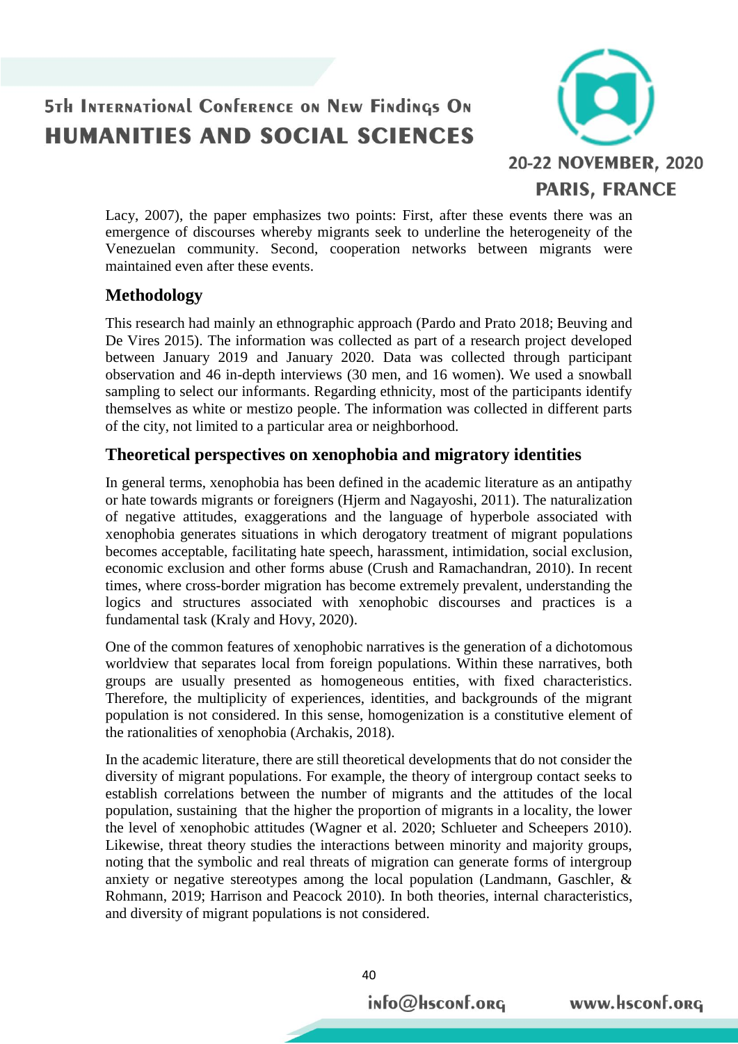Lacy, 2007), the paper emphasizes two points: First, after these events there was an emergence of discourses whereby migrants seek to underline the heterogeneity of the Venezuelan community. Second, cooperation networks between migrants were maintained even after these events.

## Methodology

This research had mainly an ethnographic approach (Pardo and Prato 2018; Beuving and De Vires 2015). The information was collected as part of a research project developed between January 2019 and January 2020. Data was collected through participant observation and 46 in-depth interviews (30 men, and 16 women). We used a snowball sampling to select our informants. Regarding ethnicity, most of the participants identify themselves as white or mestizo people. The information was collected in different parts of the city, not limited to a particular area or neighborhood.

## Theoretical perspectives on xenophobia and migratory identities

In general terms, xenophobia has been defined in the academic literature as an antipathy or hate towards migrants or foreigners (Hjerm and Nagayoshi, 2011). The naturalization of negative attitudes, exaggerations and the language of hyperbole associated with xenophobia generates situations in which derogatory treatment of migrant populations becomes acceptable, facilitating hate speech, harassment, intimidation, social exclusion, economic exclusion and other forms abuse (Crush and Ramachandran, 2010). In recent times, where cross-border migration has become extremely prevalent, understanding the logics and structures associated with xenophobic discourses and practices is a fundamental task (Kraly and Hovy, 2020).

One of the common features of xenophobic narratives is the generation of a dichotomous worldview that separates local from foreign populations. Within these narratives, both groups are usually presented as homogeneous entities, with fixed characteristics. Therefore, the multiplicity of experiences, identities, and backgrounds of the migrant population is not considered. In this sense, homogenization is a constitutive element of the rationalities of xenophobia (Archakis, 2018).

In the academic literature, there are still theoretical developments that do not consider the diversity of migrant populations. For example, the theory of intergroup contact seeks to establish correlations between the number of migrants and the attitudes of the local population, sustaining that the higher the proportion of migrants in a locality, the lower the level of xenophobic attitudes (Wagner et al. 2020; Schlueter and Scheepers 2010). Likewise, threat theory studies the interactions between minority and majority groups, noting that the symbolic and real threats of migration can generate forms of intergroup anxiety or negative stereotypes among the local population (Landmann, Gaschler, & Rohmann, 2019; Harrison and Peacock 2010). In both theories, internal characteristics, and diversity of migrant populations is not considered.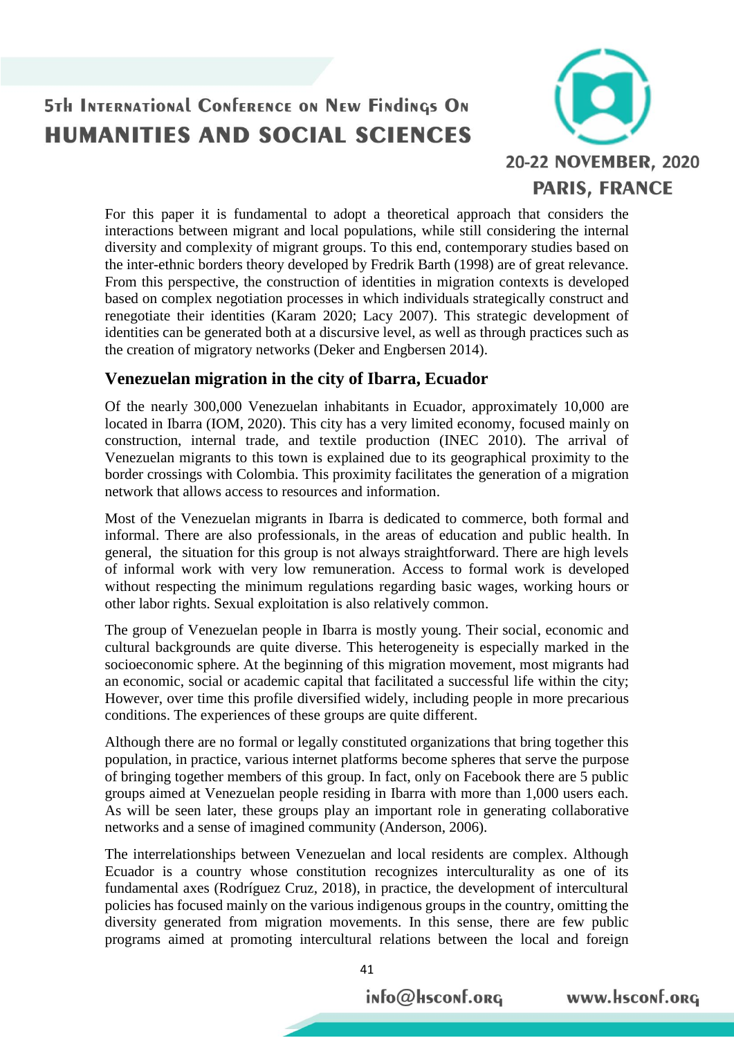For this paper it is fundamental to adopt a theoretical approach that considers the interactions between migrant and local populations, while still considering the internal diversity and complexity of migrant groups. To this end, contemporary studies based on the inter-ethnic borders theory developed by Fredrik Barth (1998) are of great relevance. From this perspective, the construction of identities in migration contexts is developed based on complex negotiation processes in which individuals strategically construct and renegotiate their identities (Karam 2020; Lacy 2007). This strategic development of identities can be generated both at a discursive level, as well as through practices such as the creation of migratory networks (Deker and Engbersen 2014).

## Venezuelan migration in the city of Ibarra, Ecuador

Of the nearly 300,000 Venezuelan inhabitants in Ecuador, approximately 10,000 are located in Ibarra (IOM, 2020). This city has a very limited economy, focused mainly on construction, internal trade, and textile production (INEC 2010). The arrival of Venezuelan migrants to this town is explained due to its geographical proximity to the border crossings with Colombia. This proximity facilitates the generation of a migration network that allows access to resources and information.

Most of the Venezuelan migrants in Ibarra is dedicated to commerce, both formal and informal. There are also professionals, in the areas of education and public health. In general, the situation for this group is not always straightforward. There are high levels of informal work with very low remuneration. Access to formal work is developed without respecting the minimum regulations regarding basic wages, working hours or other labor rights. Sexual exploitation is also relatively common.

The group of Venezuelan people in Ibarra is mostly young. Their social, economic and cultural backgrounds are quite diverse. This heterogeneity is especially marked in the socioeconomic sphere. At the beginning of this migration movement, most migrants had an economic, social or academic capital that facilitated a successful life within the city; However, over time this profile diversified widely, including people in more precarious conditions. The experiences of these groups are quite different.

Although there are no formal or legally constituted organizations that bring together this population, in practice, various internet platforms become spheres that serve the purpose of bringing together members of this group. In fact, only on Facebook there are 5 public groups aimed at Venezuelan people residing in Ibarra with more than 1,000 users each. As will be seen later, these groups play an important role in generating collaborative networks and a sense of imagined community (Anderson, 2006).

The interrelationships between Venezuelan and local residents are complex. Although Ecuador is a country whose constitution recognizes interculturality as one of its fundamental axes (Rodríguez Cruz, 2018), in practice, the development of intercultural policies has focused mainly on the various indigenous groups in the country, omitting the diversity generated from migration movements. In this sense, there are few public programs aimed at promoting intercultural relations between the local and foreign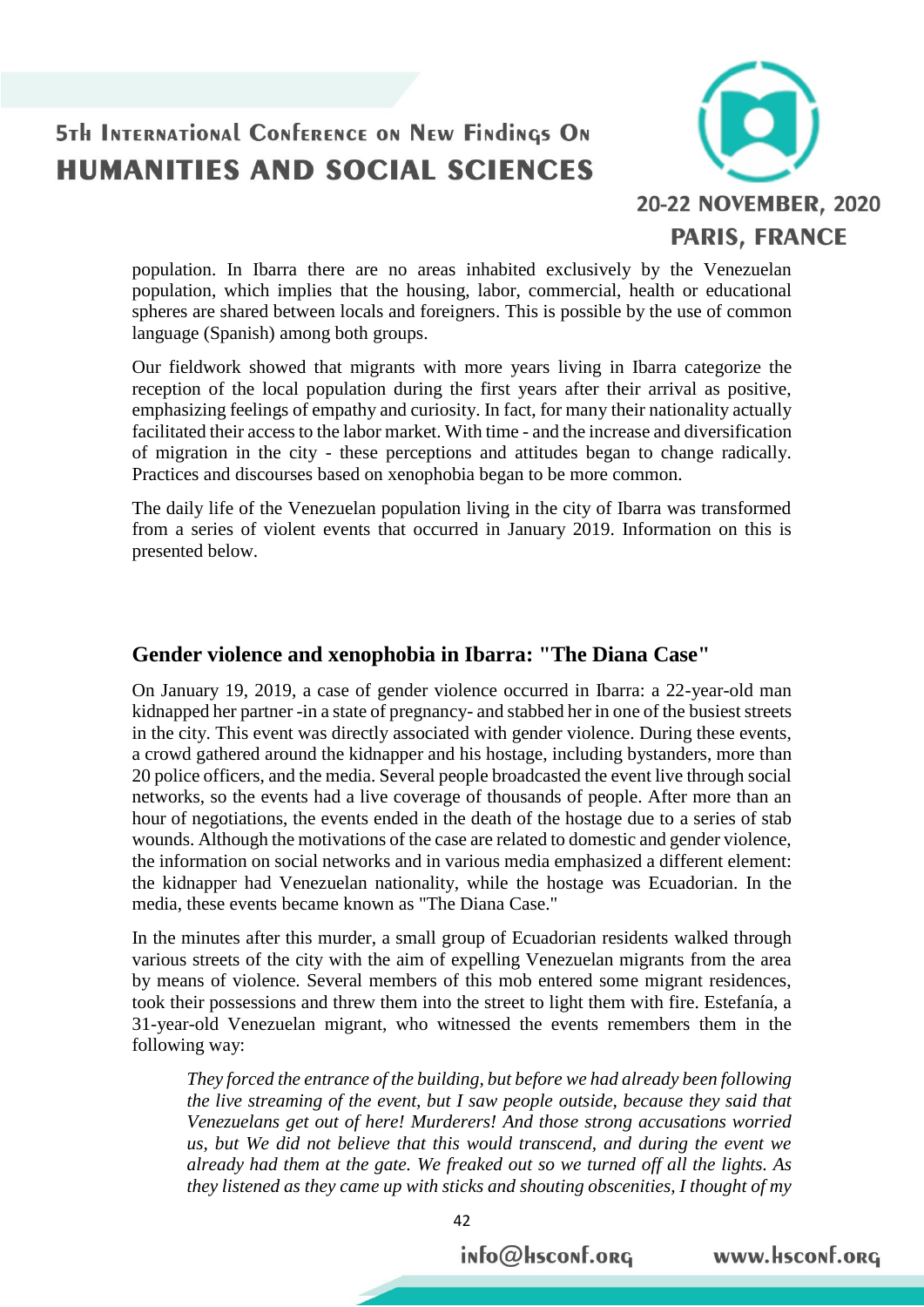population. In Ibarra there are no areas inhabited exclusively by the Venezuelan population, which implies that the housing, labor, commercial, health or educational spheres are shared between locals and foreigners. This is possible by the use of common language (Spanish) among both groups.

Our fieldwork showed that migrants with more years living in Ibarra categorize the reception of the local population during the first years after their arrival as positive, emphasizing feelings of empathy and curiosity. In fact, for many their nationality actually facilitated their access to the labor market. With time - and the increase and diversification of migration in the city - these perceptions and attitudes began to change radically. Practices and discourses based on xenophobia began to be more common.

The daily life of the Venezuelan population living in the city of Ibarra was transformed from a series of violent events that occurred in January 2019. Information on this is presented below.

## Gender violence and xenophobia in Ibarra: "The Diana Case"

On January 19, 2019, a case of gender violence occurred in Ibarra: a 22-year-old man kidnapped her partner -in a state of pregnancy- and stabbed her in one of the busiest streets in the city. This event was directly associated with gender violence. During these events, a crowd gathered around the kidnapper and his hostage, including bystanders, more than 20 police officers, and the media. Several people broadcasted the event live through social networks, so the events had a live coverage of thousands of people. After more than an hour of negotiations, the events ended in the death of the hostage due to a series of stab wounds. Although the motivations of the case are related to domestic and gender violence, the information on social networks and in various media emphasized a different element: the kidnapper had Venezuelan nationality, while the hostage was Ecuadorian. In the media, these events became known as "The Diana Case."

In the minutes after this murder, a small group of Ecuadorian residents walked through various streets of the city with the aim of expelling Venezuelan migrants from the area by means of violence. Several members of this mob entered some migrant residences, took their possessions and threw them into the street to light them with fire. Estefanía, a 31-year-old Venezuelan migrant, who witnessed the events remembers them in the following way:

> *They forced the entrance of the building, but before we had already been following the live streaming of the event, but I saw people outside, because they said that Venezuelans get out of here! Murderers! And those strong accusations worried us, but We did not believe that this would transcend, and during the event we already had them at the gate. We freaked out so we turned off all the lights. As they listened as they came up with sticks and shouting obscenities, I thought of my*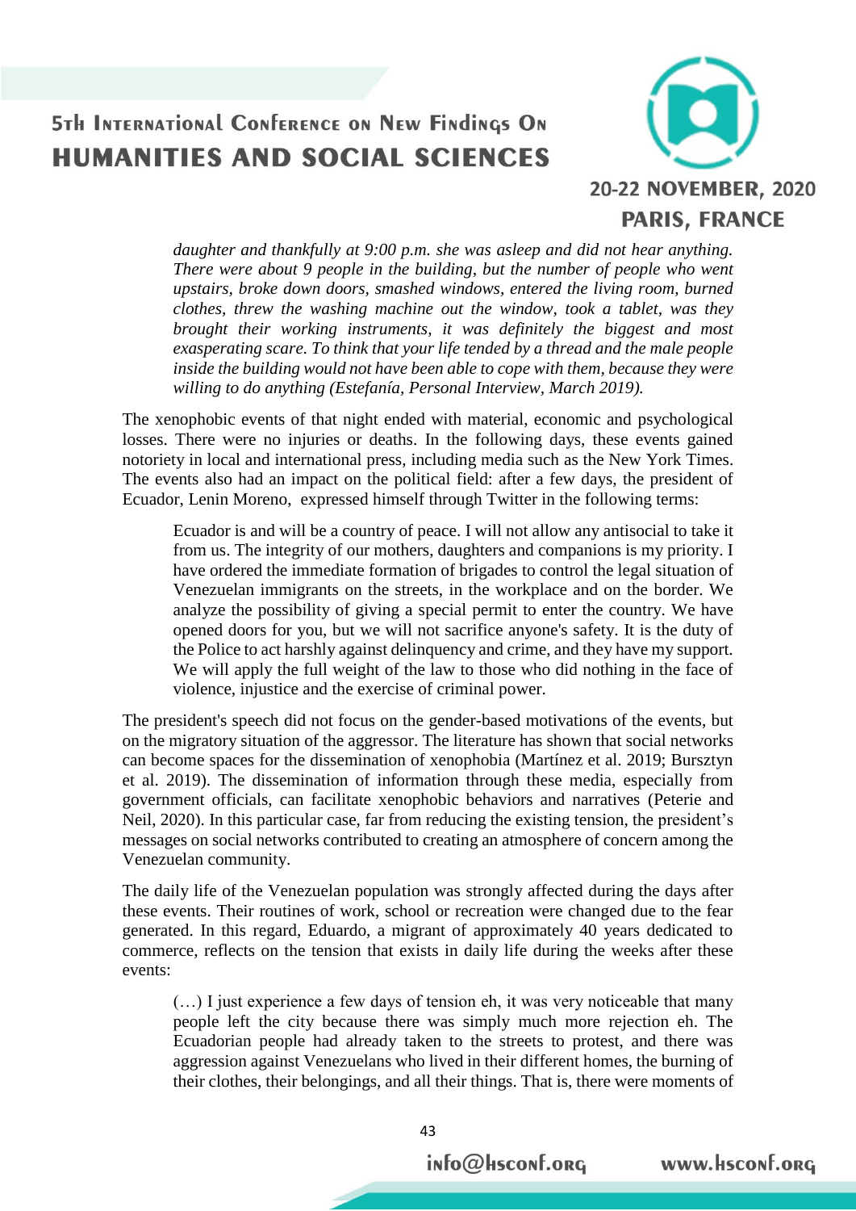> *daughter and thankfully at 9:00 p.m. she was asleep and did not hear anything. There were about 9 people in the building, but the number of people who went upstairs, broke down doors, smashed windows, entered the living room, burned clothes, threw the washing machine out the window, took a tablet, was they brought their working instruments, it was definitely the biggest and most exasperating scare. To think that your life tended by a thread and the male people inside the building would not have been able to cope with them, because they were willing to do anything (Estefanía, Personal Interview, March 2019).*

The xenophobic events of that night ended with material, economic and psychological losses. There were no injuries or deaths. In the following days, these events gained notoriety in local and international press, including media such as the New York Times. The events also had an impact on the political field: after a few days, the president of Ecuador, Lenin Moreno, expressed himself through Twitter in the following terms:

> Ecuador is and will be a country of peace. I will not allow any antisocial to take it from us. The integrity of our mothers, daughters and companions is my priority. I have ordered the immediate formation of brigades to control the legal situation of Venezuelan immigrants on the streets, in the workplace and on the border. We analyze the possibility of giving a special permit to enter the country. We have opened doors for you, but we will not sacrifice anyone's safety. It is the duty of the Police to act harshly against delinquency and crime, and they have my support. We will apply the full weight of the law to those who did nothing in the face of violence, injustice and the exercise of criminal power.

The president's speech did not focus on the gender-based motivations of the events, but on the migratory situation of the aggressor. The literature has shown that social networks can become spaces for the dissemination of xenophobia (Martínez et al. 2019; Bursztyn et al. 2019). The dissemination of information through these media, especially from government officials, can facilitate xenophobic behaviors and narratives (Peterie and Neil, 2020). In this particular case, far from reducing the existing tension, the president's messages on social networks contributed to creating an atmosphere of concern among the Venezuelan community.

The daily life of the Venezuelan population was strongly affected during the days after these events. Their routines of work, school or recreation were changed due to the fear generated. In this regard, Eduardo, a migrant of approximately 40 years dedicated to commerce, reflects on the tension that exists in daily life during the weeks after these events:

> (…) I just experience a few days of tension eh, it was very noticeable that many people left the city because there was simply much more rejection eh. The Ecuadorian people had already taken to the streets to protest, and there was aggression against Venezuelans who lived in their different homes, the burning of their clothes, their belongings, and all their things. That is, there were moments of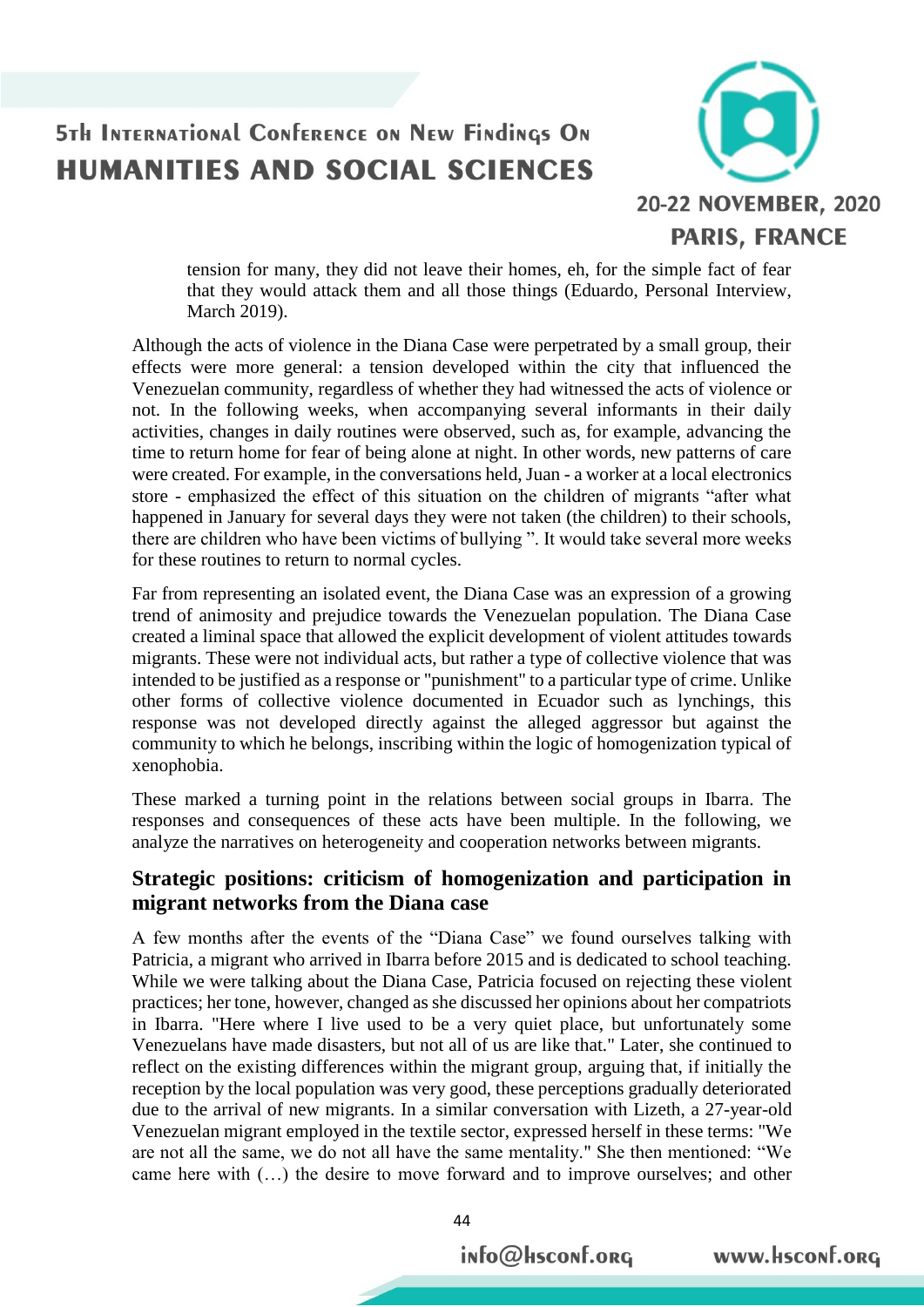tension for many, they did not leave their homes, eh, for the simple fact of fear that they would attack them and all those things (Eduardo, Personal Interview, March 2019).

Although the acts of violence in the Diana Case were perpetrated by a small group, their effects were more general: a tension developed within the city that influenced the Venezuelan community, regardless of whether they had witnessed the acts of violence or not. In the following weeks, when accompanying several informants in their daily activities, changes in daily routines were observed, such as, for example, advancing the time to return home for fear of being alone at night. In other words, new patterns of care were created. For example, in the conversations held, Juan - a worker at a local electronics store - emphasized the effect of this situation on the children of migrants "after what happened in January for several days they were not taken (the children) to their schools, there are children who have been victims of bullying ". It would take several more weeks for these routines to return to normal cycles.

Far from representing an isolated event, the Diana Case was an expression of a growing trend of animosity and prejudice towards the Venezuelan population. The Diana Case created a liminal space that allowed the explicit development of violent attitudes towards migrants. These were not individual acts, but rather a type of collective violence that was intended to be justified as a response or "punishment" to a particular type of crime. Unlike other forms of collective violence documented in Ecuador such as lynchings, this response was not developed directly against the alleged aggressor but against the community to which he belongs, inscribing within the logic of homogenization typical of xenophobia.

These marked a turning point in the relations between social groups in Ibarra. The responses and consequences of these acts have been multiple. In the following, we analyze the narratives on heterogeneity and cooperation networks between migrants.

## Strategic positions: criticism of homogenization and participation in migrant networks from the Diana case

A few months after the events of the "Diana Case" we found ourselves talking with Patricia, a migrant who arrived in Ibarra before 2015 and is dedicated to school teaching. While we were talking about the Diana Case, Patricia focused on rejecting these violent practices; her tone, however, changed as she discussed her opinions about her compatriots in Ibarra. "Here where I live used to be a very quiet place, but unfortunately some Venezuelans have made disasters, but not all of us are like that." Later, she continued to reflect on the existing differences within the migrant group, arguing that, if initially the reception by the local population was very good, these perceptions gradually deteriorated due to the arrival of new migrants. In a similar conversation with Lizeth, a 27-year-old Venezuelan migrant employed in the textile sector, expressed herself in these terms: "We are not all the same, we do not all have the same mentality." She then mentioned: "We came here with (…) the desire to move forward and to improve ourselves; and other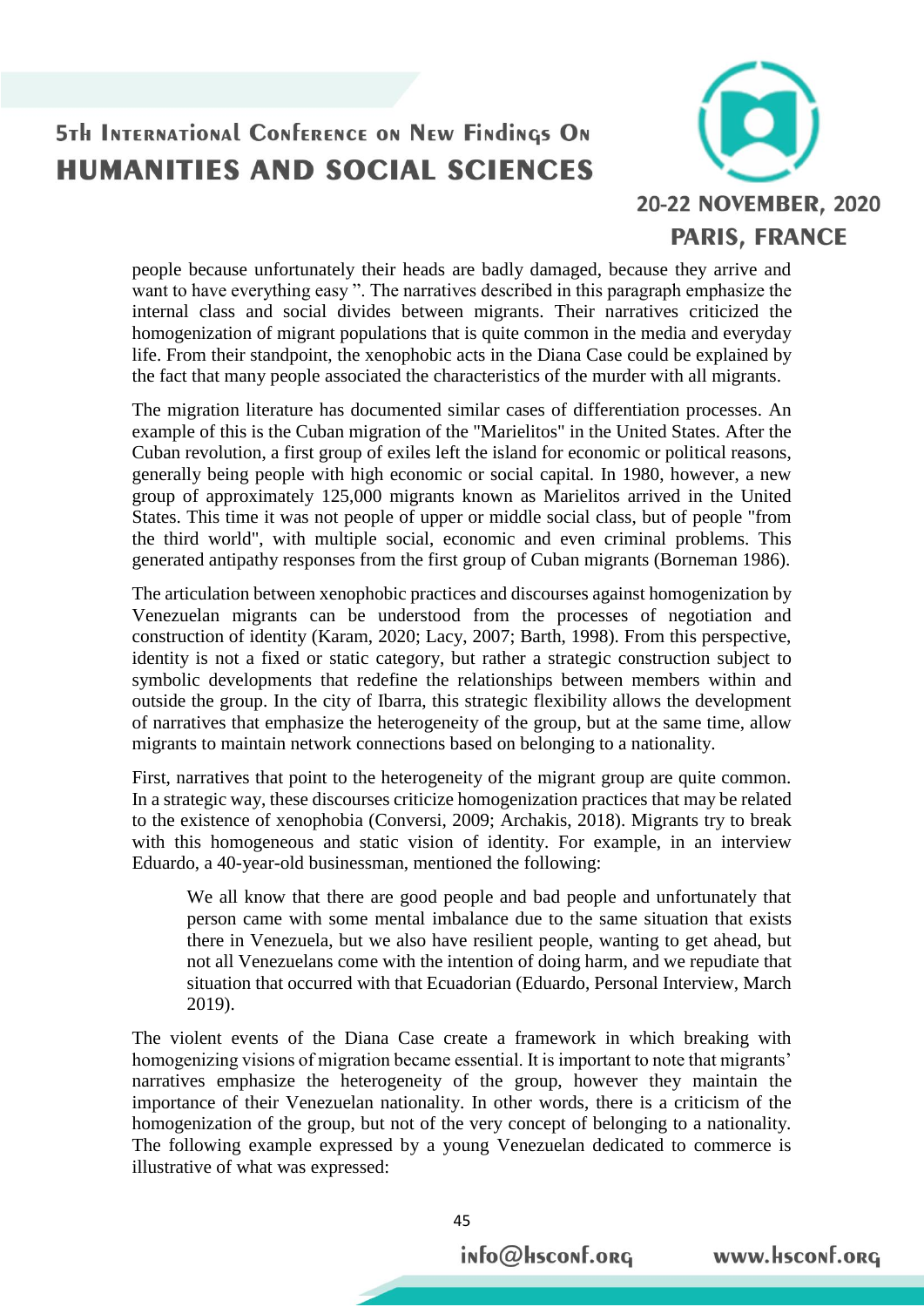people because unfortunately their heads are badly damaged, because they arrive and want to have everything easy ". The narratives described in this paragraph emphasize the internal class and social divides between migrants. Their narratives criticized the homogenization of migrant populations that is quite common in the media and everyday life. From their standpoint, the xenophobic acts in the Diana Case could be explained by the fact that many people associated the characteristics of the murder with all migrants.

The migration literature has documented similar cases of differentiation processes. An example of this is the Cuban migration of the "Marielitos" in the United States. After the Cuban revolution, a first group of exiles left the island for economic or political reasons, generally being people with high economic or social capital. In 1980, however, a new group of approximately 125,000 migrants known as Marielitos arrived in the United States. This time it was not people of upper or middle social class, but of people "from the third world", with multiple social, economic and even criminal problems. This generated antipathy responses from the first group of Cuban migrants (Borneman 1986).

The articulation between xenophobic practices and discourses against homogenization by Venezuelan migrants can be understood from the processes of negotiation and construction of identity (Karam, 2020; Lacy, 2007; Barth, 1998). From this perspective, identity is not a fixed or static category, but rather a strategic construction subject to symbolic developments that redefine the relationships between members within and outside the group. In the city of Ibarra, this strategic flexibility allows the development of narratives that emphasize the heterogeneity of the group, but at the same time, allow migrants to maintain network connections based on belonging to a nationality.

First, narratives that point to the heterogeneity of the migrant group are quite common. In a strategic way, these discourses criticize homogenization practices that may be related to the existence of xenophobia (Conversi, 2009; Archakis, 2018). Migrants try to break with this homogeneous and static vision of identity. For example, in an interview Eduardo, a 40-year-old businessman, mentioned the following:

> We all know that there are good people and bad people and unfortunately that person came with some mental imbalance due to the same situation that exists there in Venezuela, but we also have resilient people, wanting to get ahead, but not all Venezuelans come with the intention of doing harm, and we repudiate that situation that occurred with that Ecuadorian (Eduardo, Personal Interview, March 2019).

The violent events of the Diana Case create a framework in which breaking with homogenizing visions of migration became essential. It is important to note that migrants' narratives emphasize the heterogeneity of the group, however they maintain the importance of their Venezuelan nationality. In other words, there is a criticism of the homogenization of the group, but not of the very concept of belonging to a nationality. The following example expressed by a young Venezuelan dedicated to commerce is illustrative of what was expressed: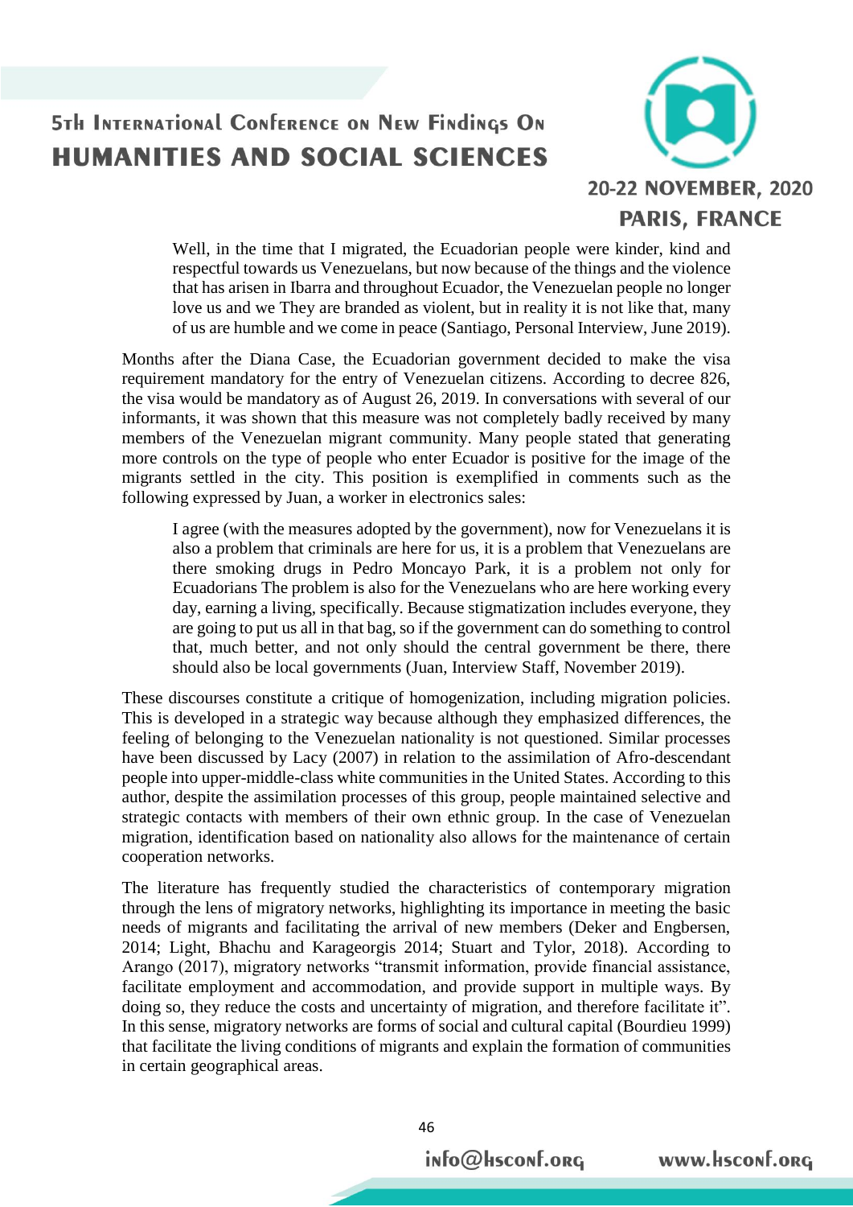> Well, in the time that I migrated, the Ecuadorian people were kinder, kind and respectful towards us Venezuelans, but now because of the things and the violence that has arisen in Ibarra and throughout Ecuador, the Venezuelan people no longer love us and we They are branded as violent, but in reality it is not like that, many of us are humble and we come in peace (Santiago, Personal Interview, June 2019).

Months after the Diana Case, the Ecuadorian government decided to make the visa requirement mandatory for the entry of Venezuelan citizens. According to decree 826, the visa would be mandatory as of August 26, 2019. In conversations with several of our informants, it was shown that this measure was not completely badly received by many members of the Venezuelan migrant community. Many people stated that generating more controls on the type of people who enter Ecuador is positive for the image of the migrants settled in the city. This position is exemplified in comments such as the following expressed by Juan, a worker in electronics sales:

> I agree (with the measures adopted by the government), now for Venezuelans it is also a problem that criminals are here for us, it is a problem that Venezuelans are there smoking drugs in Pedro Moncayo Park, it is a problem not only for Ecuadorians The problem is also for the Venezuelans who are here working every day, earning a living, specifically. Because stigmatization includes everyone, they are going to put us all in that bag, so if the government can do something to control that, much better, and not only should the central government be there, there should also be local governments (Juan, Interview Staff, November 2019).

These discourses constitute a critique of homogenization, including migration policies. This is developed in a strategic way because although they emphasized differences, the feeling of belonging to the Venezuelan nationality is not questioned. Similar processes have been discussed by Lacy (2007) in relation to the assimilation of Afro-descendant people into upper-middle-class white communities in the United States. According to this author, despite the assimilation processes of this group, people maintained selective and strategic contacts with members of their own ethnic group. In the case of Venezuelan migration, identification based on nationality also allows for the maintenance of certain cooperation networks.

The literature has frequently studied the characteristics of contemporary migration through the lens of migratory networks, highlighting its importance in meeting the basic needs of migrants and facilitating the arrival of new members (Deker and Engbersen, 2014; Light, Bhachu and Karageorgis 2014; Stuart and Tylor, 2018). According to Arango (2017), migratory networks "transmit information, provide financial assistance, facilitate employment and accommodation, and provide support in multiple ways. By doing so, they reduce the costs and uncertainty of migration, and therefore facilitate it". In this sense, migratory networks are forms of social and cultural capital (Bourdieu 1999) that facilitate the living conditions of migrants and explain the formation of communities in certain geographical areas.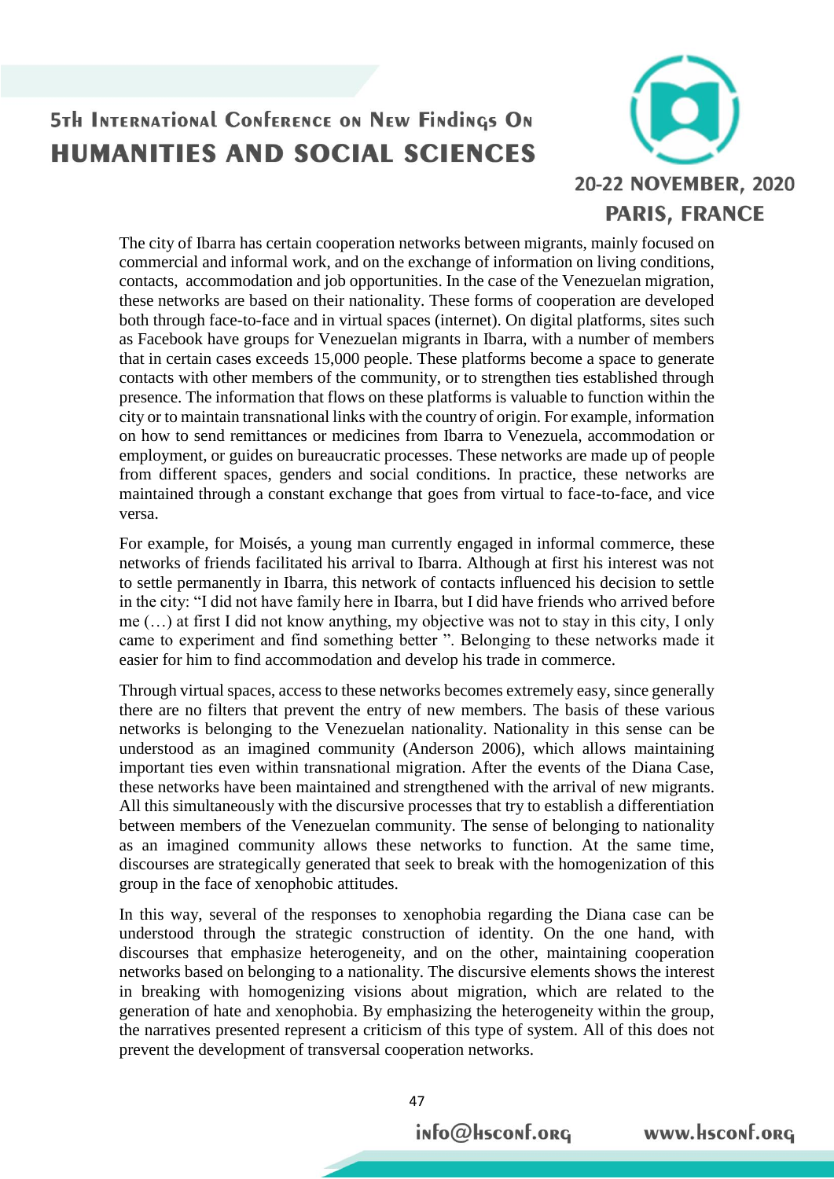The city of Ibarra has certain cooperation networks between migrants, mainly focused on commercial and informal work, and on the exchange of information on living conditions, contacts, accommodation and job opportunities. In the case of the Venezuelan migration, these networks are based on their nationality. These forms of cooperation are developed both through face-to-face and in virtual spaces (internet). On digital platforms, sites such as Facebook have groups for Venezuelan migrants in Ibarra, with a number of members that in certain cases exceeds 15,000 people. These platforms become a space to generate contacts with other members of the community, or to strengthen ties established through presence. The information that flows on these platforms is valuable to function within the city or to maintain transnational links with the country of origin. For example, information on how to send remittances or medicines from Ibarra to Venezuela, accommodation or employment, or guides on bureaucratic processes. These networks are made up of people from different spaces, genders and social conditions. In practice, these networks are maintained through a constant exchange that goes from virtual to face-to-face, and vice versa.

For example, for Moisés, a young man currently engaged in informal commerce, these networks of friends facilitated his arrival to Ibarra. Although at first his interest was not to settle permanently in Ibarra, this network of contacts influenced his decision to settle in the city: "I did not have family here in Ibarra, but I did have friends who arrived before me (…) at first I did not know anything, my objective was not to stay in this city, I only came to experiment and find something better ". Belonging to these networks made it easier for him to find accommodation and develop his trade in commerce.

Through virtual spaces, access to these networks becomes extremely easy, since generally there are no filters that prevent the entry of new members. The basis of these various networks is belonging to the Venezuelan nationality. Nationality in this sense can be understood as an imagined community (Anderson 2006), which allows maintaining important ties even within transnational migration. After the events of the Diana Case, these networks have been maintained and strengthened with the arrival of new migrants. All this simultaneously with the discursive processes that try to establish a differentiation between members of the Venezuelan community. The sense of belonging to nationality as an imagined community allows these networks to function. At the same time, discourses are strategically generated that seek to break with the homogenization of this group in the face of xenophobic attitudes.

In this way, several of the responses to xenophobia regarding the Diana case can be understood through the strategic construction of identity. On the one hand, with discourses that emphasize heterogeneity, and on the other, maintaining cooperation networks based on belonging to a nationality. The discursive elements shows the interest in breaking with homogenizing visions about migration, which are related to the generation of hate and xenophobia. By emphasizing the heterogeneity within the group, the narratives presented represent a criticism of this type of system. All of this does not prevent the development of transversal cooperation networks.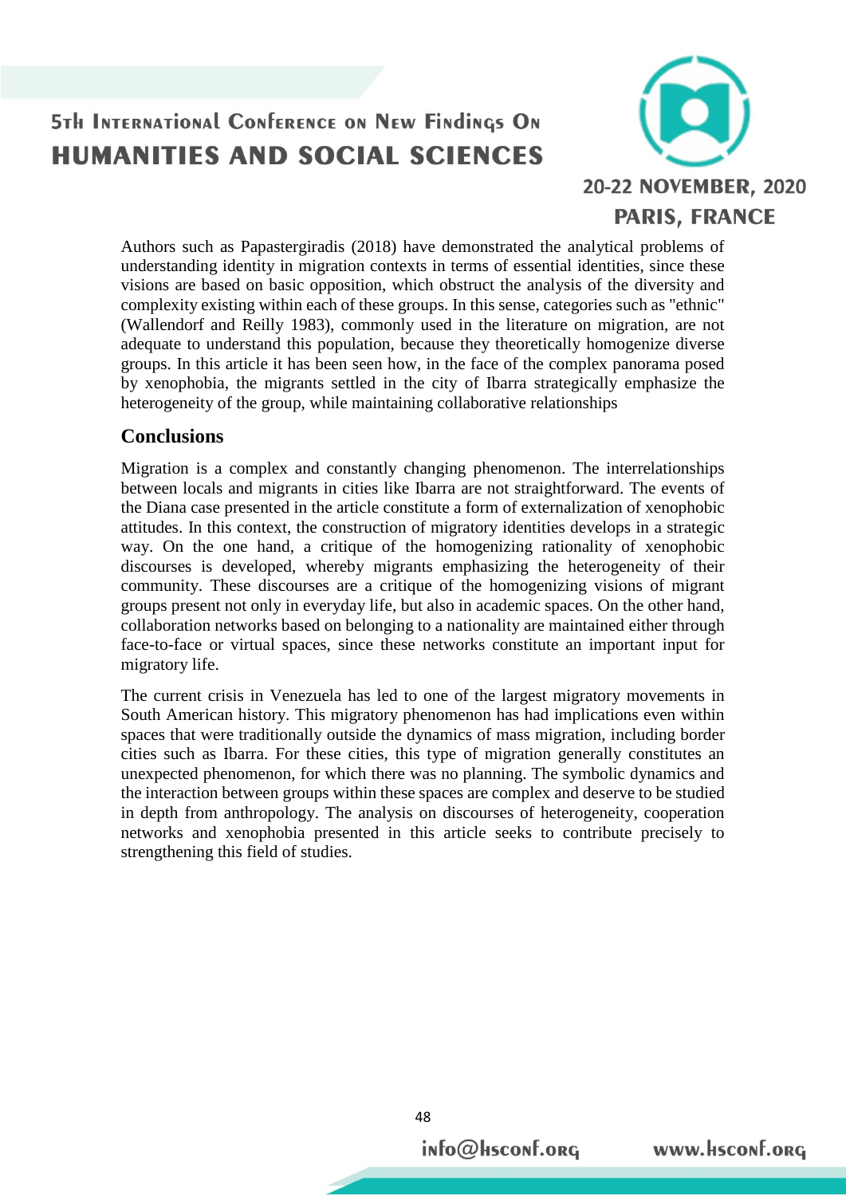Authors such as Papastergiradis (2018) have demonstrated the analytical problems of understanding identity in migration contexts in terms of essential identities, since these visions are based on basic opposition, which obstruct the analysis of the diversity and complexity existing within each of these groups. In this sense, categories such as "ethnic" (Wallendorf and Reilly 1983), commonly used in the literature on migration, are not adequate to understand this population, because they theoretically homogenize diverse groups. In this article it has been seen how, in the face of the complex panorama posed by xenophobia, the migrants settled in the city of Ibarra strategically emphasize the heterogeneity of the group, while maintaining collaborative relationships

## Conclusions

Migration is a complex and constantly changing phenomenon. The interrelationships between locals and migrants in cities like Ibarra are not straightforward. The events of the Diana case presented in the article constitute a form of externalization of xenophobic attitudes. In this context, the construction of migratory identities develops in a strategic way. On the one hand, a critique of the homogenizing rationality of xenophobic discourses is developed, whereby migrants emphasizing the heterogeneity of their community. These discourses are a critique of the homogenizing visions of migrant groups present not only in everyday life, but also in academic spaces. On the other hand, collaboration networks based on belonging to a nationality are maintained either through face-to-face or virtual spaces, since these networks constitute an important input for migratory life.

The current crisis in Venezuela has led to one of the largest migratory movements in South American history. This migratory phenomenon has had implications even within spaces that were traditionally outside the dynamics of mass migration, including border cities such as Ibarra. For these cities, this type of migration generally constitutes an unexpected phenomenon, for which there was no planning. The symbolic dynamics and the interaction between groups within these spaces are complex and deserve to be studied in depth from anthropology. The analysis on discourses of heterogeneity, cooperation networks and xenophobia presented in this article seeks to contribute precisely to strengthening this field of studies.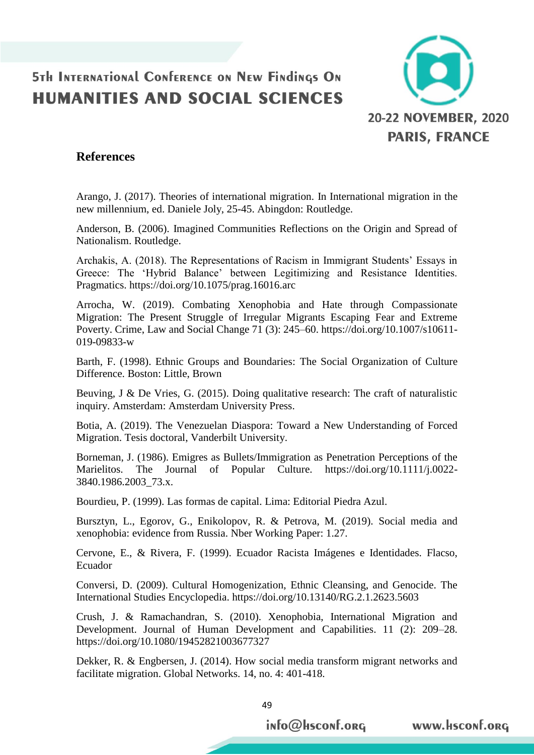## References

Arango, J. (2017). Theories of international migration. In International migration in the new millennium, ed. Daniele Joly, 25-45. Abingdon: Routledge.

Anderson, B. (2006). Imagined Communities Reflections on the Origin and Spread of Nationalism. Routledge.

Archakis, A. (2018). The Representations of Racism in Immigrant Students' Essays in Greece: The 'Hybrid Balance' between Legitimizing and Resistance Identities. Pragmatics. https://doi.org/10.1075/prag.16016.arc

Arrocha, W. (2019). Combating Xenophobia and Hate through Compassionate Migration: The Present Struggle of Irregular Migrants Escaping Fear and Extreme Poverty. Crime, Law and Social Change 71 (3): 245–60. https://doi.org/10.1007/s10611-019-09833-w

Barth, F. (1998). Ethnic Groups and Boundaries: The Social Organization of Culture Difference. Boston: Little, Brown

Beuving, J & De Vries, G. (2015). Doing qualitative research: The craft of naturalistic inquiry. Amsterdam: Amsterdam University Press.

Botia, A. (2019). The Venezuelan Diaspora: Toward a New Understanding of Forced Migration. Tesis doctoral, Vanderbilt University.

Borneman, J. (1986). Emigres as Bullets/Immigration as Penetration Perceptions of the Marielitos. The Journal of Popular Culture. https://doi.org/10.1111/j.0022-3840.1986.2003_73.x.

Bourdieu, P. (1999). Las formas de capital. Lima: Editorial Piedra Azul.

Bursztyn, L., Egorov, G., Enikolopov, R. & Petrova, M. (2019). Social media and xenophobia: evidence from Russia. Nber Working Paper: 1.27.

Cervone, E., & Rivera, F. (1999). Ecuador Racista Imágenes e Identidades. Flacso, Ecuador

Conversi, D. (2009). Cultural Homogenization, Ethnic Cleansing, and Genocide. The International Studies Encyclopedia. https://doi.org/10.13140/RG.2.1.2623.5603

Crush, J. & Ramachandran, S. (2010). Xenophobia, International Migration and Development. Journal of Human Development and Capabilities. 11 (2): 209–28. https://doi.org/10.1080/19452821003677327

Dekker, R. & Engbersen, J. (2014). How social media transform migrant networks and facilitate migration. Global Networks. 14, no. 4: 401-418.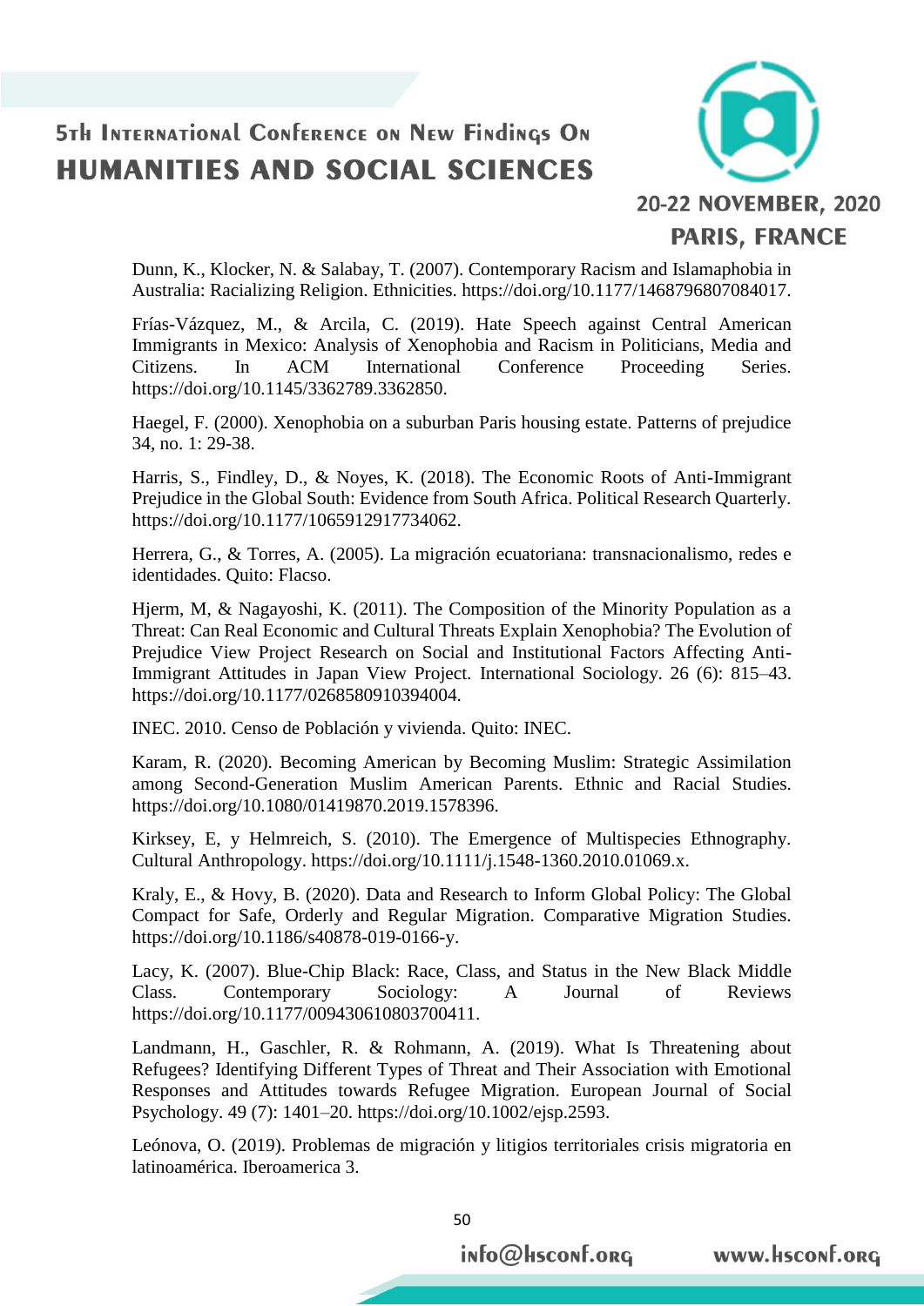Dunn, K., Klocker, N. & Salabay, T. (2007). Contemporary Racism and Islamaphobia in Australia: Racializing Religion. Ethnicities. https://doi.org/10.1177/1468796807084017.

Frías-Vázquez, M., & Arcila, C. (2019). Hate Speech against Central American Immigrants in Mexico: Analysis of Xenophobia and Racism in Politicians, Media and Citizens. In ACM International Conference Proceeding Series. https://doi.org/10.1145/3362789.3362850.

Haegel, F. (2000). Xenophobia on a suburban Paris housing estate. Patterns of prejudice 34, no. 1: 29-38.

Harris, S., Findley, D., & Noyes, K. (2018). The Economic Roots of Anti-Immigrant Prejudice in the Global South: Evidence from South Africa. Political Research Quarterly. https://doi.org/10.1177/1065912917734062.

Herrera, G., & Torres, A. (2005). La migración ecuatoriana: transnacionalismo, redes e identidades. Quito: Flacso.

Hjerm, M, & Nagayoshi, K. (2011). The Composition of the Minority Population as a Threat: Can Real Economic and Cultural Threats Explain Xenophobia? The Evolution of Prejudice View Project Research on Social and Institutional Factors Affecting Anti-Immigrant Attitudes in Japan View Project. International Sociology. 26 (6): 815–43. https://doi.org/10.1177/0268580910394004.

INEC. 2010. Censo de Población y vivienda. Quito: INEC.

Karam, R. (2020). Becoming American by Becoming Muslim: Strategic Assimilation among Second-Generation Muslim American Parents. Ethnic and Racial Studies. https://doi.org/10.1080/01419870.2019.1578396.

Kirksey, E, y Helmreich, S. (2010). The Emergence of Multispecies Ethnography. Cultural Anthropology. https://doi.org/10.1111/j.1548-1360.2010.01069.x.

Kraly, E., & Hovy, B. (2020). Data and Research to Inform Global Policy: The Global Compact for Safe, Orderly and Regular Migration. Comparative Migration Studies. https://doi.org/10.1186/s40878-019-0166-y.

Lacy, K. (2007). Blue-Chip Black: Race, Class, and Status in the New Black Middle Class. Contemporary Sociology: A Journal of Reviews https://doi.org/10.1177/009430610803700411.

Landmann, H., Gaschler, R. & Rohmann, A. (2019). What Is Threatening about Refugees? Identifying Different Types of Threat and Their Association with Emotional Responses and Attitudes towards Refugee Migration. European Journal of Social Psychology. 49 (7): 1401–20. https://doi.org/10.1002/ejsp.2593.

Leónova, O. (2019). Problemas de migración y litigios territoriales crisis migratoria en latinoamérica. Iberoamerica 3.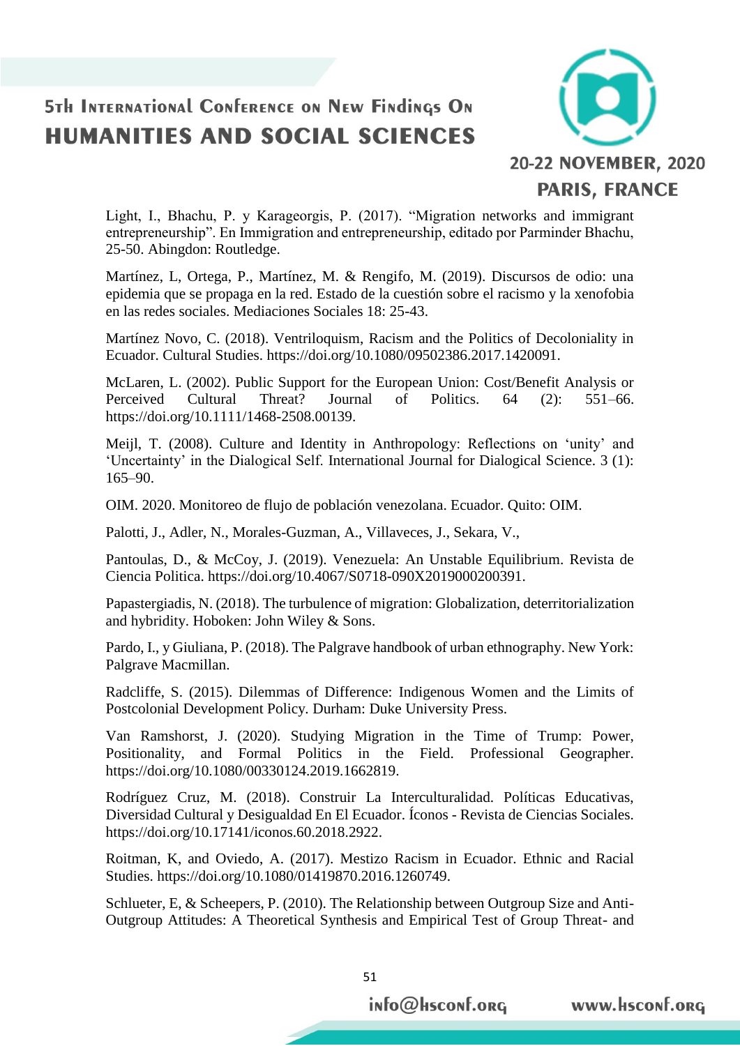Light, I., Bhachu, P. y Karageorgis, P. (2017). "Migration networks and immigrant entrepreneurship". En Immigration and entrepreneurship, editado por Parminder Bhachu, 25-50. Abingdon: Routledge.

Martínez, L, Ortega, P., Martínez, M. & Rengifo, M. (2019). Discursos de odio: una epidemia que se propaga en la red. Estado de la cuestión sobre el racismo y la xenofobia en las redes sociales. Mediaciones Sociales 18: 25-43.

Martínez Novo, C. (2018). Ventriloquism, Racism and the Politics of Decoloniality in Ecuador. Cultural Studies. https://doi.org/10.1080/09502386.2017.1420091.

McLaren, L. (2002). Public Support for the European Union: Cost/Benefit Analysis or Perceived Cultural Threat? Journal of Politics. 64 (2): 551–66. https://doi.org/10.1111/1468-2508.00139.

Meijl, T. (2008). Culture and Identity in Anthropology: Reflections on 'unity' and 'Uncertainty' in the Dialogical Self. International Journal for Dialogical Science. 3 (1): 165–90.

OIM. 2020. Monitoreo de flujo de población venezolana. Ecuador. Quito: OIM.

Palotti, J., Adler, N., Morales-Guzman, A., Villaveces, J., Sekara, V.,

Pantoulas, D., & McCoy, J. (2019). Venezuela: An Unstable Equilibrium. Revista de Ciencia Politica. https://doi.org/10.4067/S0718-090X2019000200391.

Papastergiadis, N. (2018). The turbulence of migration: Globalization, deterritorialization and hybridity. Hoboken: John Wiley & Sons.

Pardo, I., y Giuliana, P. (2018). The Palgrave handbook of urban ethnography. New York: Palgrave Macmillan.

Radcliffe, S. (2015). Dilemmas of Difference: Indigenous Women and the Limits of Postcolonial Development Policy. Durham: Duke University Press.

Van Ramshorst, J. (2020). Studying Migration in the Time of Trump: Power, Positionality, and Formal Politics in the Field. Professional Geographer. https://doi.org/10.1080/00330124.2019.1662819.

Rodríguez Cruz, M. (2018). Construir La Interculturalidad. Políticas Educativas, Diversidad Cultural y Desigualdad En El Ecuador. Íconos - Revista de Ciencias Sociales. https://doi.org/10.17141/iconos.60.2018.2922.

Roitman, K, and Oviedo, A. (2017). Mestizo Racism in Ecuador. Ethnic and Racial Studies. https://doi.org/10.1080/01419870.2016.1260749.

Schlueter, E, & Scheepers, P. (2010). The Relationship between Outgroup Size and Anti-Outgroup Attitudes: A Theoretical Synthesis and Empirical Test of Group Threat- and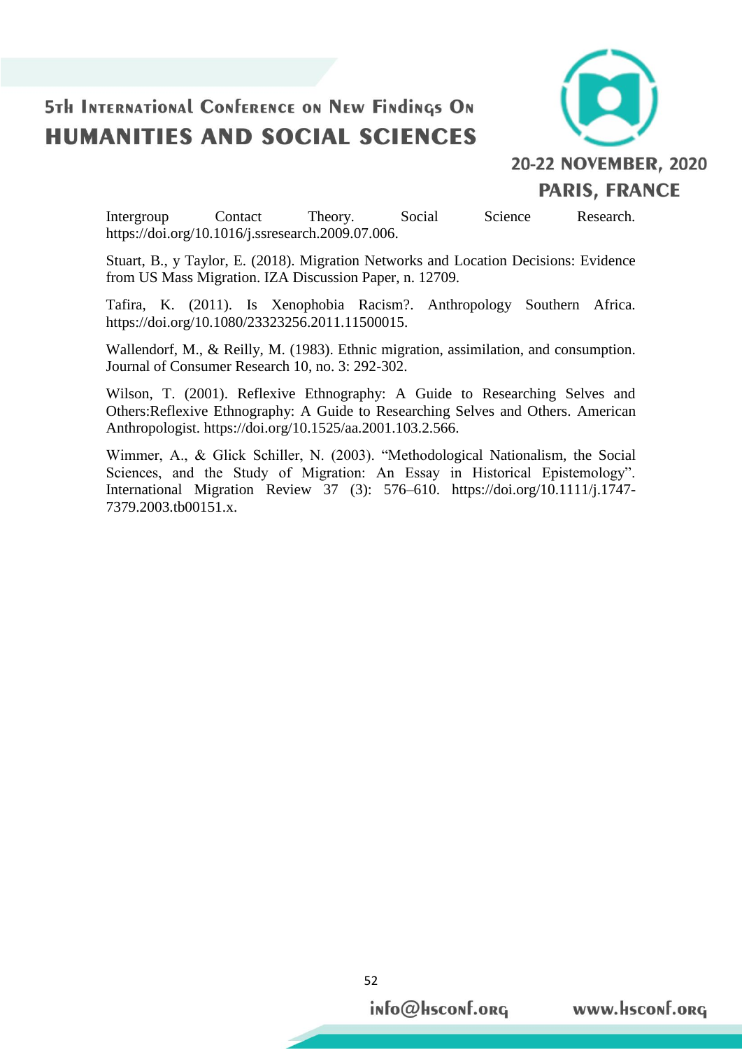Intergroup Contact Theory. Social Science Research. https://doi.org/10.1016/j.ssresearch.2009.07.006.

Stuart, B., y Taylor, E. (2018). Migration Networks and Location Decisions: Evidence from US Mass Migration. IZA Discussion Paper, n. 12709.

Tafira, K. (2011). Is Xenophobia Racism?. Anthropology Southern Africa. https://doi.org/10.1080/23323256.2011.11500015.

Wallendorf, M., & Reilly, M. (1983). Ethnic migration, assimilation, and consumption. Journal of Consumer Research 10, no. 3: 292-302.

Wilson, T. (2001). Reflexive Ethnography: A Guide to Researching Selves and Others:Reflexive Ethnography: A Guide to Researching Selves and Others. American Anthropologist. https://doi.org/10.1525/aa.2001.103.2.566.

Wimmer, A., & Glick Schiller, N. (2003). "Methodological Nationalism, the Social Sciences, and the Study of Migration: An Essay in Historical Epistemology". International Migration Review 37 (3): 576–610. https://doi.org/10.1111/j.1747-7379.2003.tb00151.x.